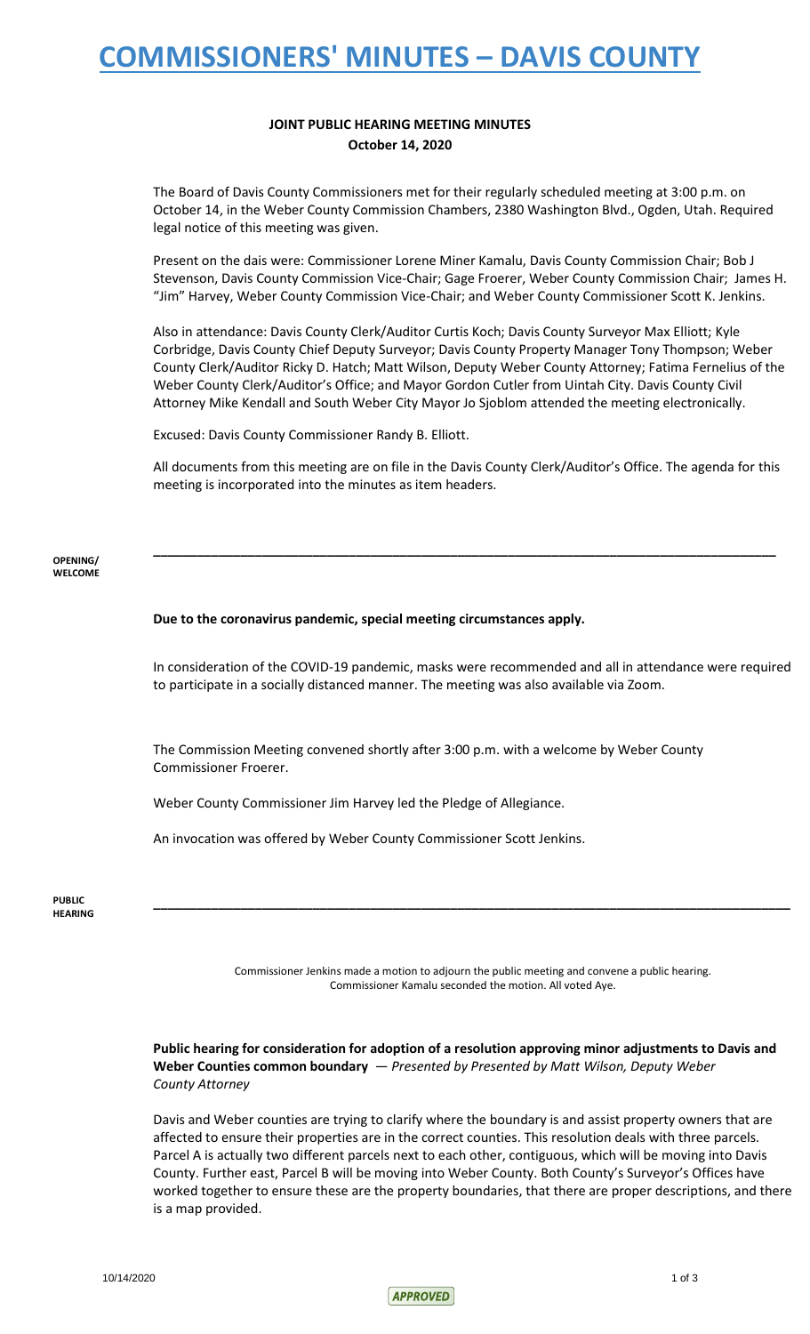# COMMISSIONERS' MINUTES – DAVIS COUNTY

**JOINT PUBLIC HEARING MEETING MINUTES**
**October 14, 2020**

The Board of Davis County Commissioners met for their regularly scheduled meeting at 3:00 p.m. on October 14, in the Weber County Commission Chambers, 2380 Washington Blvd., Ogden, Utah. Required legal notice of this meeting was given.

Present on the dais were: Commissioner Lorene Miner Kamalu, Davis County Commission Chair; Bob J Stevenson, Davis County Commission Vice-Chair; Gage Froerer, Weber County Commission Chair; James H. "Jim" Harvey, Weber County Commission Vice-Chair; and Weber County Commissioner Scott K. Jenkins.

Also in attendance: Davis County Clerk/Auditor Curtis Koch; Davis County Surveyor Max Elliott; Kyle Corbridge, Davis County Chief Deputy Surveyor; Davis County Property Manager Tony Thompson; Weber County Clerk/Auditor Ricky D. Hatch; Matt Wilson, Deputy Weber County Attorney; Fatima Fernelius of the Weber County Clerk/Auditor's Office; and Mayor Gordon Cutler from Uintah City. Davis County Civil Attorney Mike Kendall and South Weber City Mayor Jo Sjoblom attended the meeting electronically.

Excused: Davis County Commissioner Randy B. Elliott.

All documents from this meeting are on file in the Davis County Clerk/Auditor's Office. The agenda for this meeting is incorporated into the minutes as item headers.

---

**OPENING/ WELCOME**

**Due to the coronavirus pandemic, special meeting circumstances apply.**

In consideration of the COVID-19 pandemic, masks were recommended and all in attendance were required to participate in a socially distanced manner. The meeting was also available via Zoom.

The Commission Meeting convened shortly after 3:00 p.m. with a welcome by Weber County Commissioner Froerer.

Weber County Commissioner Jim Harvey led the Pledge of Allegiance.

An invocation was offered by Weber County Commissioner Scott Jenkins.

---

**PUBLIC HEARING**

Commissioner Jenkins made a motion to adjourn the public meeting and convene a public hearing. Commissioner Kamalu seconded the motion. All voted Aye.

**Public hearing for consideration for adoption of a resolution approving minor adjustments to Davis and Weber Counties common boundary** — *Presented by Presented by Matt Wilson, Deputy Weber County Attorney*

Davis and Weber counties are trying to clarify where the boundary is and assist property owners that are affected to ensure their properties are in the correct counties. This resolution deals with three parcels. Parcel A is actually two different parcels next to each other, contiguous, which will be moving into Davis County. Further east, Parcel B will be moving into Weber County. Both County's Surveyor's Offices have worked together to ensure these are the property boundaries, that there are proper descriptions, and there is a map provided.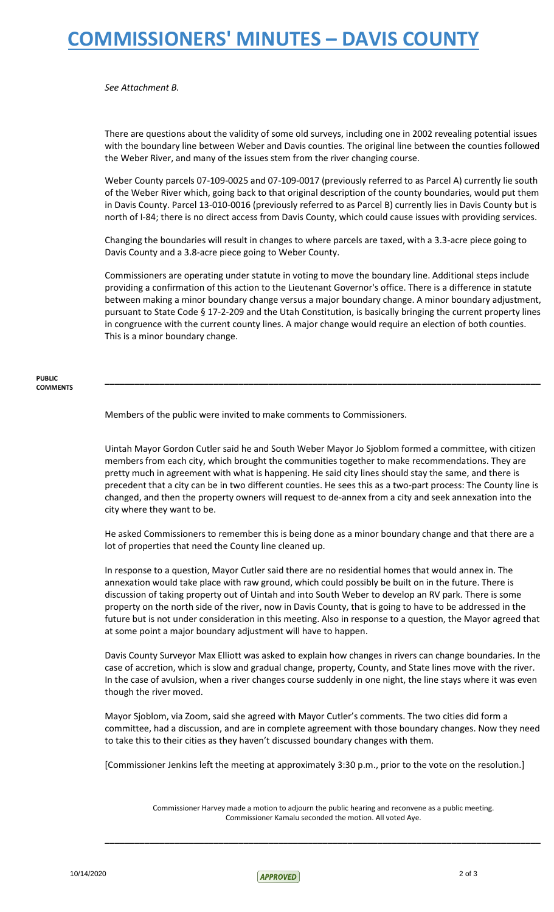*See Attachment B.*

There are questions about the validity of some old surveys, including one in 2002 revealing potential issues with the boundary line between Weber and Davis counties. The original line between the counties followed the Weber River, and many of the issues stem from the river changing course.

Weber County parcels 07-109-0025 and 07-109-0017 (previously referred to as Parcel A) currently lie south of the Weber River which, going back to that original description of the county boundaries, would put them in Davis County. Parcel 13-010-0016 (previously referred to as Parcel B) currently lies in Davis County but is north of I-84; there is no direct access from Davis County, which could cause issues with providing services.

Changing the boundaries will result in changes to where parcels are taxed, with a 3.3-acre piece going to Davis County and a 3.8-acre piece going to Weber County.

Commissioners are operating under statute in voting to move the boundary line. Additional steps include providing a confirmation of this action to the Lieutenant Governor's office. There is a difference in statute between making a minor boundary change versus a major boundary change. A minor boundary adjustment, pursuant to State Code § 17-2-209 and the Utah Constitution, is basically bringing the current property lines in congruence with the current county lines. A major change would require an election of both counties. This is a minor boundary change.

---

**PUBLIC COMMENTS**

Members of the public were invited to make comments to Commissioners.

Uintah Mayor Gordon Cutler said he and South Weber Mayor Jo Sjoblom formed a committee, with citizen members from each city, which brought the communities together to make recommendations. They are pretty much in agreement with what is happening. He said city lines should stay the same, and there is precedent that a city can be in two different counties. He sees this as a two-part process: The County line is changed, and then the property owners will request to de-annex from a city and seek annexation into the city where they want to be.

He asked Commissioners to remember this is being done as a minor boundary change and that there are a lot of properties that need the County line cleaned up.

In response to a question, Mayor Cutler said there are no residential homes that would annex in. The annexation would take place with raw ground, which could possibly be built on in the future. There is discussion of taking property out of Uintah and into South Weber to develop an RV park. There is some property on the north side of the river, now in Davis County, that is going to have to be addressed in the future but is not under consideration in this meeting. Also in response to a question, the Mayor agreed that at some point a major boundary adjustment will have to happen.

Davis County Surveyor Max Elliott was asked to explain how changes in rivers can change boundaries. In the case of accretion, which is slow and gradual change, property, County, and State lines move with the river. In the case of avulsion, when a river changes course suddenly in one night, the line stays where it was even though the river moved.

Mayor Sjoblom, via Zoom, said she agreed with Mayor Cutler's comments. The two cities did form a committee, had a discussion, and are in complete agreement with those boundary changes. Now they need to take this to their cities as they haven't discussed boundary changes with them.

[Commissioner Jenkins left the meeting at approximately 3:30 p.m., prior to the vote on the resolution.]

Commissioner Harvey made a motion to adjourn the public hearing and reconvene as a public meeting. Commissioner Kamalu seconded the motion. All voted Aye.

---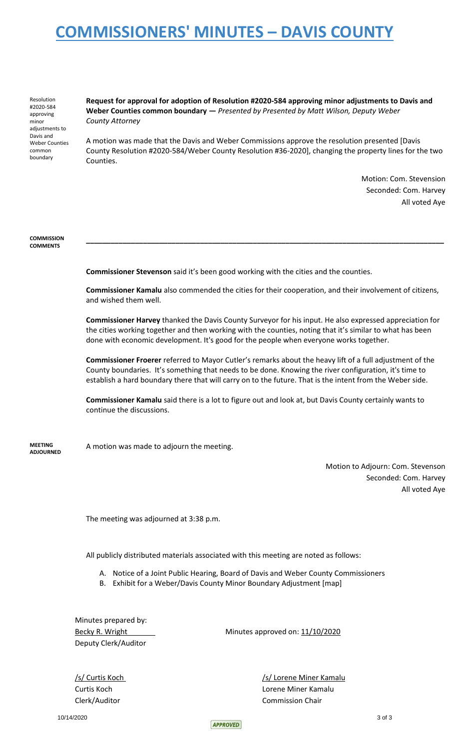# COMMISSIONERS' MINUTES – DAVIS COUNTY

Resolution #2020-584 approving minor adjustments to Davis and Weber Counties common boundary

**Request for approval for adoption of Resolution #2020-584 approving minor adjustments to Davis and Weber Counties common boundary —** *Presented by Presented by Matt Wilson, Deputy Weber County Attorney*

A motion was made that the Davis and Weber Commissions approve the resolution presented [Davis County Resolution #2020-584/Weber County Resolution #36-2020], changing the property lines for the two Counties.

Motion: Com. Stevension
Seconded: Com. Harvey
All voted Aye

**COMMISSION COMMENTS**

---

**Commissioner Stevenson** said it's been good working with the cities and the counties.

**Commissioner Kamalu** also commended the cities for their cooperation, and their involvement of citizens, and wished them well.

**Commissioner Harvey** thanked the Davis County Surveyor for his input. He also expressed appreciation for the cities working together and then working with the counties, noting that it's similar to what has been done with economic development. It's good for the people when everyone works together.

**Commissioner Froerer** referred to Mayor Cutler's remarks about the heavy lift of a full adjustment of the County boundaries. It's something that needs to be done. Knowing the river configuration, it's time to establish a hard boundary there that will carry on to the future. That is the intent from the Weber side.

**Commissioner Kamalu** said there is a lot to figure out and look at, but Davis County certainly wants to continue the discussions.

**MEETING ADJOURNED**

A motion was made to adjourn the meeting.

Motion to Adjourn: Com. Stevenson
Seconded: Com. Harvey
All voted Aye

The meeting was adjourned at 3:38 p.m.

All publicly distributed materials associated with this meeting are noted as follows:

A. Notice of a Joint Public Hearing, Board of Davis and Weber County Commissioners
B. Exhibit for a Weber/Davis County Minor Boundary Adjustment [map]

Minutes prepared by:
Becky R. Wright
Deputy Clerk/Auditor

Minutes approved on: 11/10/2020

/s/ Curtis Koch
Curtis Koch
Clerk/Auditor

/s/ Lorene Miner Kamalu
Lorene Miner Kamalu
Commission Chair

10/14/2020

APPROVED